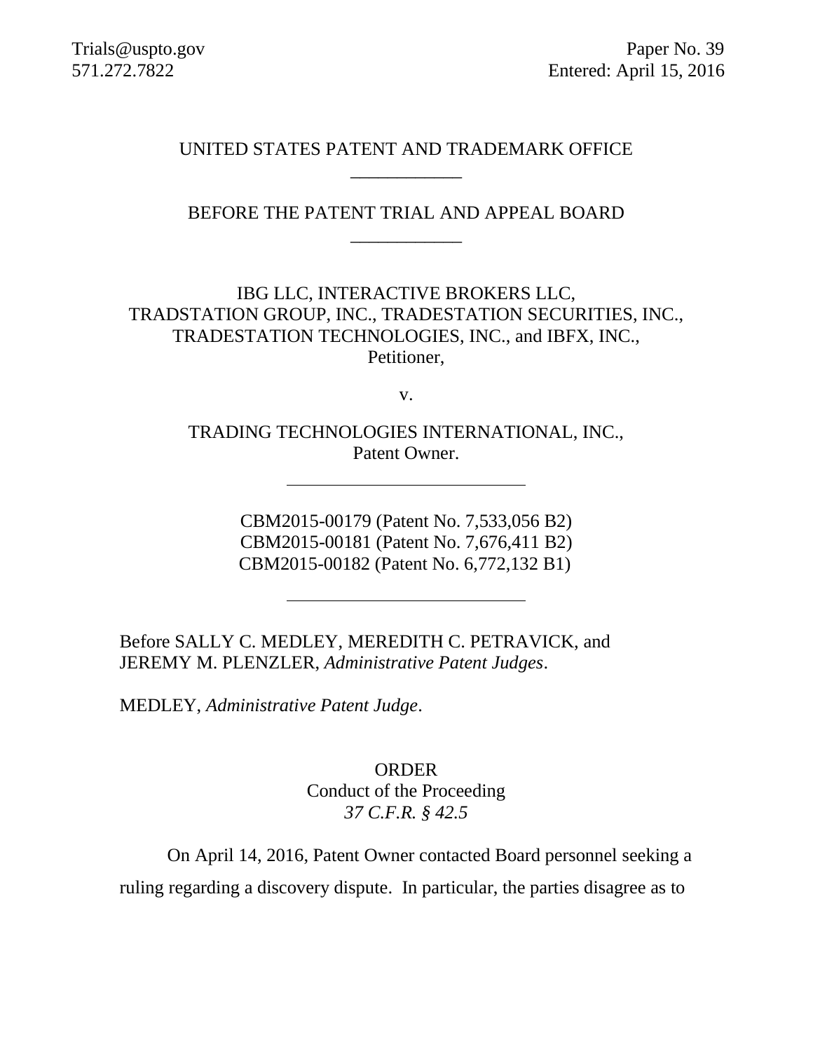Trials@uspto.gov
571.272.7822

Paper No. 39
Entered: April 15, 2016

UNITED STATES PATENT AND TRADEMARK OFFICE

BEFORE THE PATENT TRIAL AND APPEAL BOARD

IBG LLC, INTERACTIVE BROKERS LLC,
TRADSTATION GROUP, INC., TRADESTATION SECURITIES, INC.,
TRADESTATION TECHNOLOGIES, INC., and IBFX, INC.,
Petitioner,

v.

TRADING TECHNOLOGIES INTERNATIONAL, INC.,
Patent Owner.

CBM2015-00179 (Patent No. 7,533,056 B2)
CBM2015-00181 (Patent No. 7,676,411 B2)
CBM2015-00182 (Patent No. 6,772,132 B1)

Before SALLY C. MEDLEY, MEREDITH C. PETRAVICK, and JEREMY M. PLENZLER, *Administrative Patent Judges*.

MEDLEY, *Administrative Patent Judge*.

ORDER
Conduct of the Proceeding
*37 C.F.R. § 42.5*

On April 14, 2016, Patent Owner contacted Board personnel seeking a ruling regarding a discovery dispute. In particular, the parties disagree as to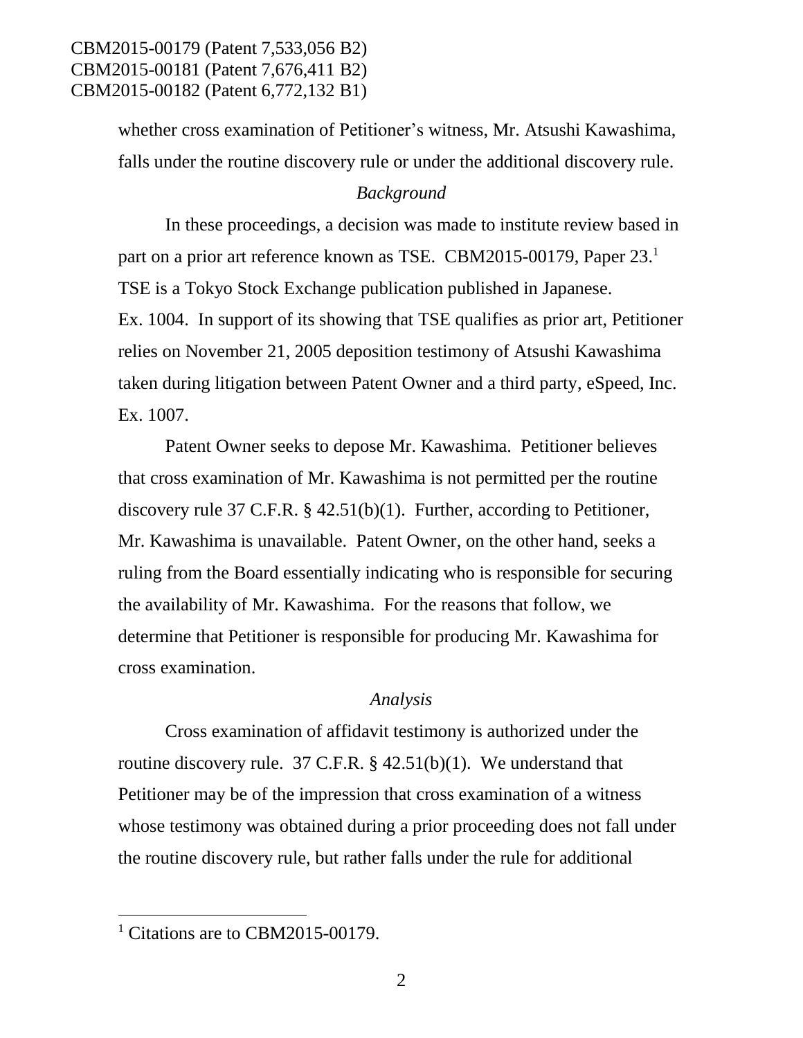whether cross examination of Petitioner's witness, Mr. Atsushi Kawashima, falls under the routine discovery rule or under the additional discovery rule.

*Background*

In these proceedings, a decision was made to institute review based in part on a prior art reference known as TSE. CBM2015-00179, Paper 23.[1] TSE is a Tokyo Stock Exchange publication published in Japanese. Ex. 1004. In support of its showing that TSE qualifies as prior art, Petitioner relies on November 21, 2005 deposition testimony of Atsushi Kawashima taken during litigation between Patent Owner and a third party, eSpeed, Inc. Ex. 1007.

Patent Owner seeks to depose Mr. Kawashima. Petitioner believes that cross examination of Mr. Kawashima is not permitted per the routine discovery rule 37 C.F.R. § 42.51(b)(1). Further, according to Petitioner, Mr. Kawashima is unavailable. Patent Owner, on the other hand, seeks a ruling from the Board essentially indicating who is responsible for securing the availability of Mr. Kawashima. For the reasons that follow, we determine that Petitioner is responsible for producing Mr. Kawashima for cross examination.

*Analysis*

Cross examination of affidavit testimony is authorized under the routine discovery rule. 37 C.F.R. § 42.51(b)(1). We understand that Petitioner may be of the impression that cross examination of a witness whose testimony was obtained during a prior proceeding does not fall under the routine discovery rule, but rather falls under the rule for additional

[1] Citations are to CBM2015-00179.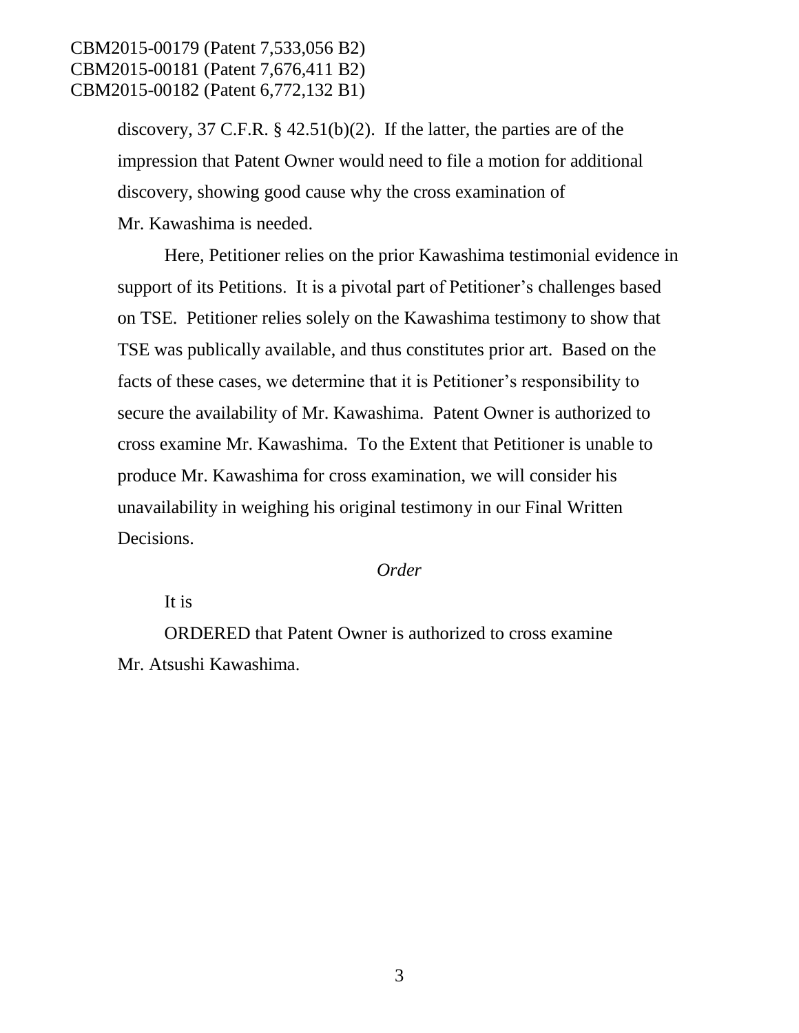discovery, 37 C.F.R. § 42.51(b)(2). If the latter, the parties are of the impression that Patent Owner would need to file a motion for additional discovery, showing good cause why the cross examination of Mr. Kawashima is needed.

Here, Petitioner relies on the prior Kawashima testimonial evidence in support of its Petitions. It is a pivotal part of Petitioner's challenges based on TSE. Petitioner relies solely on the Kawashima testimony to show that TSE was publically available, and thus constitutes prior art. Based on the facts of these cases, we determine that it is Petitioner's responsibility to secure the availability of Mr. Kawashima. Patent Owner is authorized to cross examine Mr. Kawashima. To the Extent that Petitioner is unable to produce Mr. Kawashima for cross examination, we will consider his unavailability in weighing his original testimony in our Final Written Decisions.

*Order*

It is

ORDERED that Patent Owner is authorized to cross examine Mr. Atsushi Kawashima.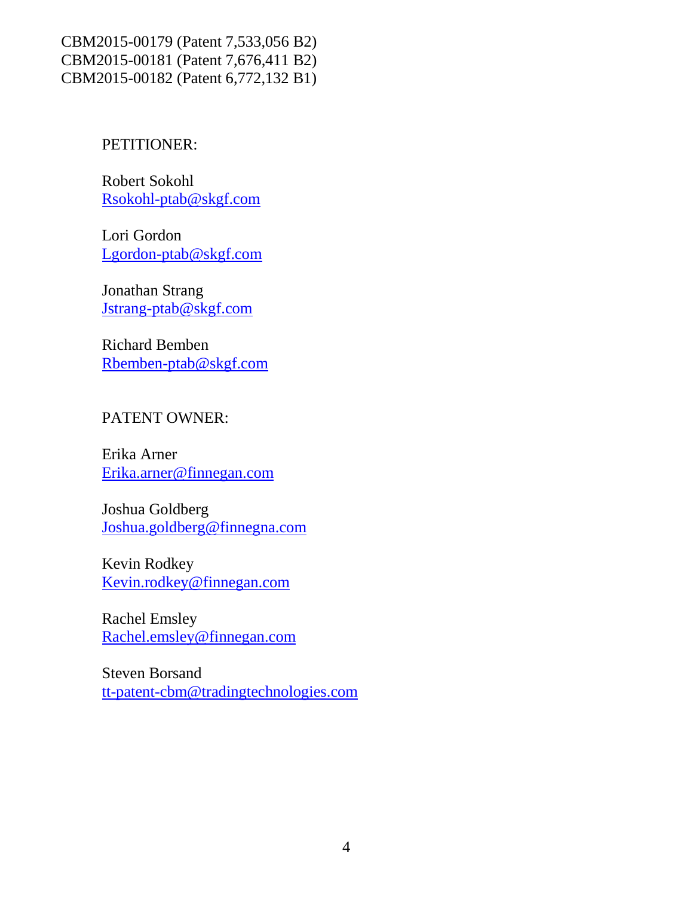CBM2015-00179 (Patent 7,533,056 B2)
CBM2015-00181 (Patent 7,676,411 B2)
CBM2015-00182 (Patent 6,772,132 B1)

PETITIONER:

Robert Sokohl
Rsokohl-ptab@skgf.com

Lori Gordon
Lgordon-ptab@skgf.com

Jonathan Strang
Jstrang-ptab@skgf.com

Richard Bemben
Rbemben-ptab@skgf.com

PATENT OWNER:

Erika Arner
Erika.arner@finnegan.com

Joshua Goldberg
Joshua.goldberg@finnegna.com

Kevin Rodkey
Kevin.rodkey@finnegan.com

Rachel Emsley
Rachel.emsley@finnegan.com

Steven Borsand
tt-patent-cbm@tradingtechnologies.com